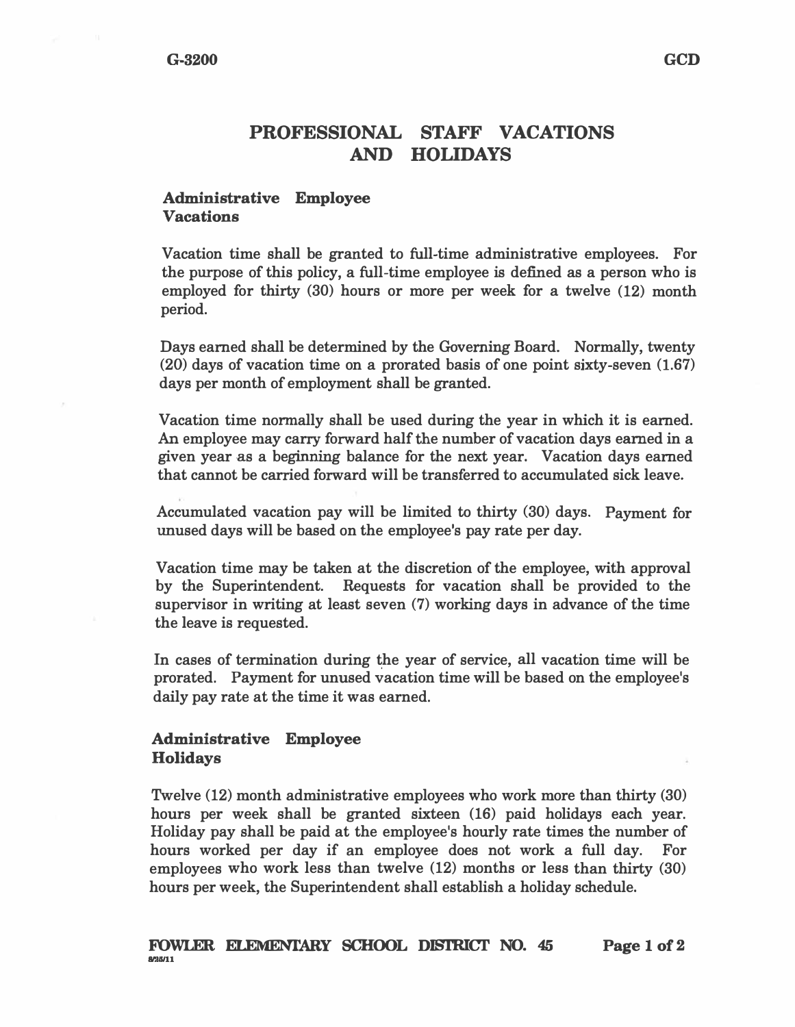# PROFESSIONAL STAFF VACATIONS AND HOLIDAYS

## Administrative Employee Vacations

Vacation time shall be granted to full-time administrative employees. For the purpose of this policy, a full-time employee is defined as a person who is employed for thirty (30) hours or more per week for a twelve (12) month period.

Days earned shall be determined by the Governing Board. Normally, twenty (20) days of vacation time on a prorated basis of one point sixty-seven (1.67) days per month of employment shall be granted.

Vacation time normally shall be used during the year in which it is earned. An employee may carry forward half the number of vacation days earned in a given year as a beginning balance for the next year. Vacation days earned that cannot be carried forward will be transferred to accumulated sick leave.

Accumulated vacation pay will be limited to thirty (30) days. Payment for unused days will be based on the employee's pay rate per day.

Vacation time may be taken at the discretion of the employee, with approval by the Superintendent. Requests for vacation shall be provided to the supervisor in writing at least seven (7) working days in advance of the time the leave is requested.

In cases of termination during the year of service, all vacation time will be prorated. Payment for unused vacation time will be based on the employee's daily pay rate at the time it was earned.

## Administrative Employee Holidays

Twelve (12) month administrative employees who work more than thirty (30) hours per week shall be granted sixteen (16) paid holidays each year. Holiday pay shall be paid at the employee's hourly rate times the number of hours worked per day if an employee does not work a full day. For employees who work less than twelve (12) months or less than thirty (30) hours per week, the Superintendent shall establish a holiday schedule.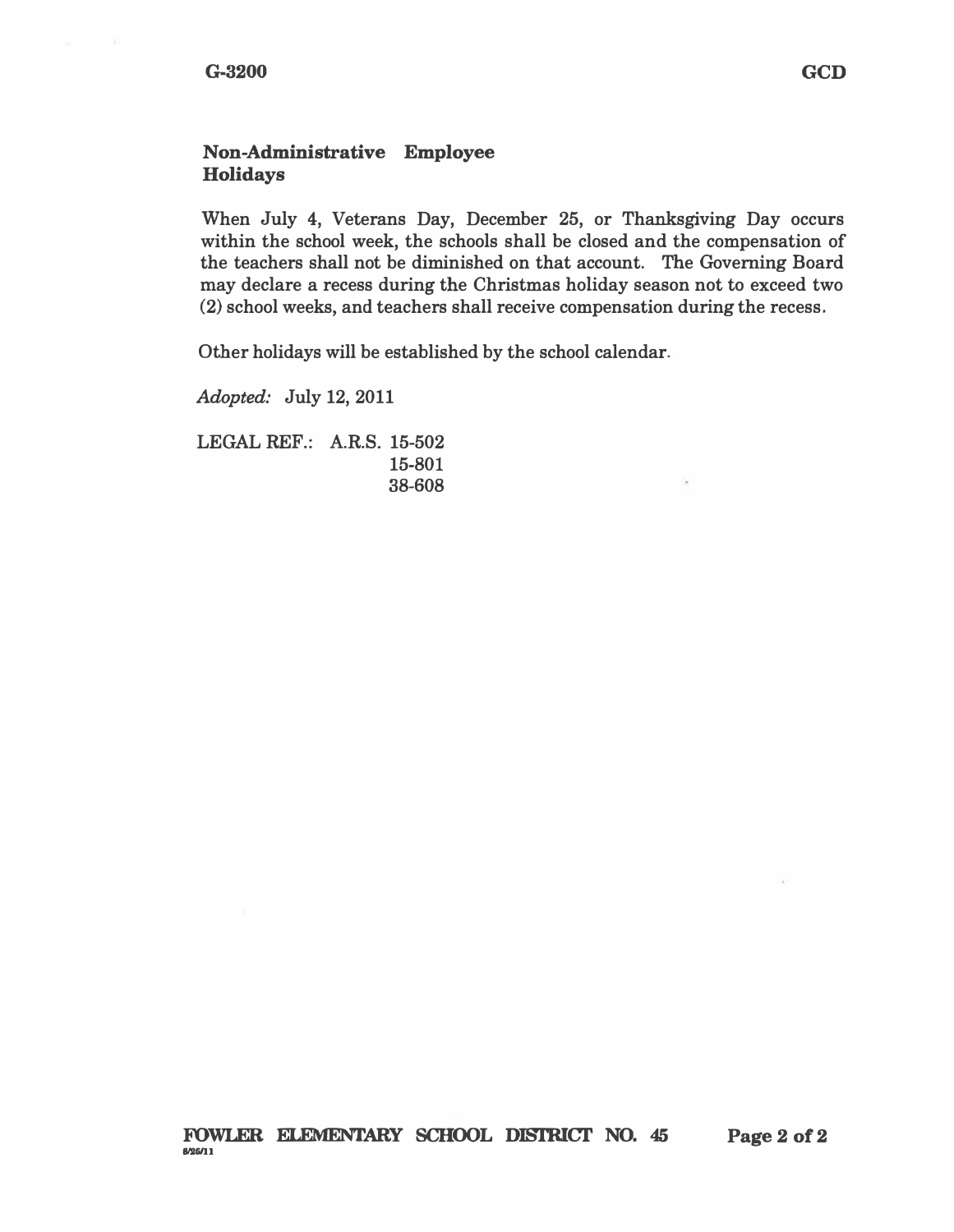## Non-Administrative Employee Holidays

When July 4, Veterans Day, December 25, or Thanksgiving Day occurs within the school week, the schools shall be closed and the compensation of the teachers shall not be diminished on that account. The Governing Board may declare a recess during the Christmas holiday season not to exceed two (2) school weeks, and teachers shall receive compensation during the recess.

Other holidays will be established by the school calendar.

*Adopted:* July 12, 2011

LEGAL REF.: A.R.S. 15-502
15-801
38-608